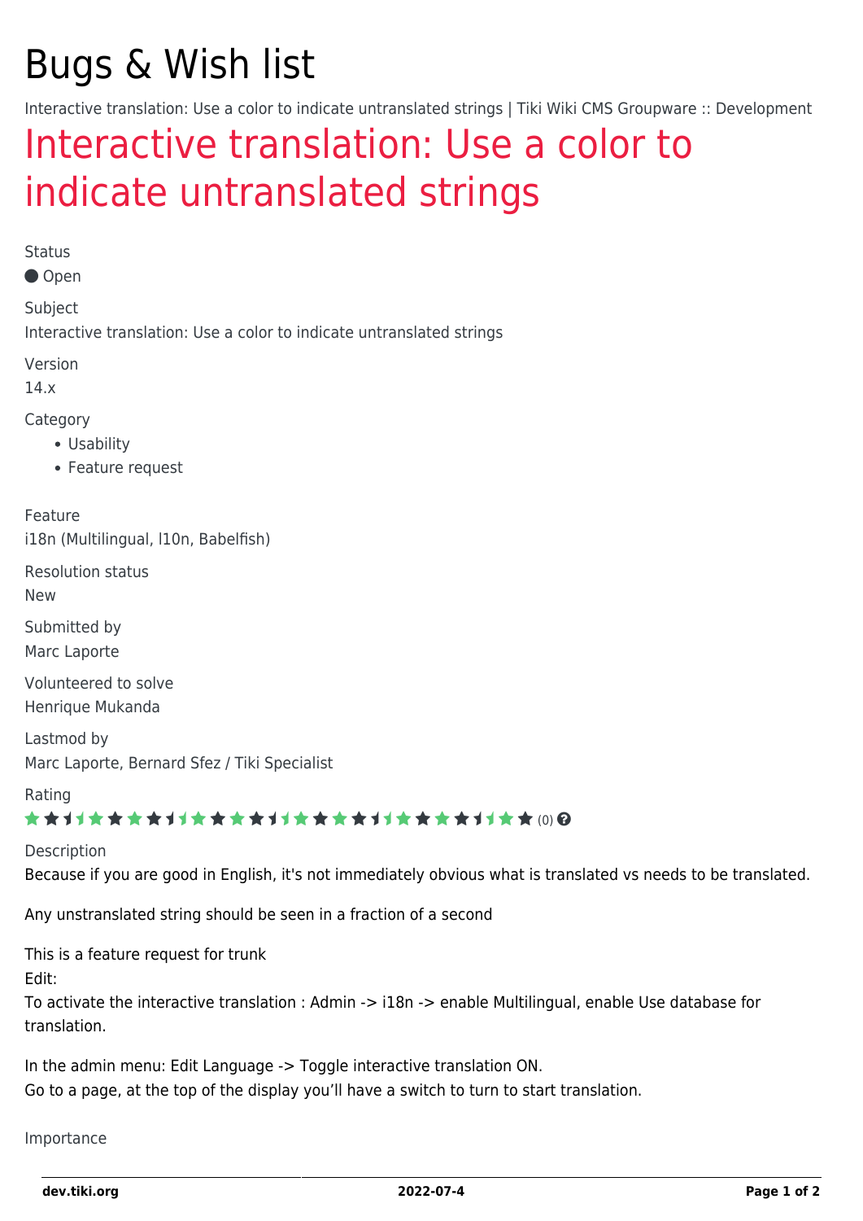# Bugs & Wish list

Interactive translation: Use a color to indicate untranslated strings | Tiki Wiki CMS Groupware :: Development

## Interactive translation: Use a color to indicate untranslated strings

Status

● Open

Subject

Interactive translation: Use a color to indicate untranslated strings

Version

14.x

Category

- Usability
- Feature request

Feature

i18n (Multilingual, l10n, Babelfish)

Resolution status

New

Submitted by

Marc Laporte

Volunteered to solve

Henrique Mukanda

Lastmod by

Marc Laporte, Bernard Sfez / Tiki Specialist

Rating

(0)

Description

Because if you are good in English, it's not immediately obvious what is translated vs needs to be translated.

Any unstranslated string should be seen in a fraction of a second

This is a feature request for trunk
Edit:
To activate the interactive translation : Admin -> i18n -> enable Multilingual, enable Use database for translation.

In the admin menu: Edit Language -> Toggle interactive translation ON.
Go to a page, at the top of the display you'll have a switch to turn to start translation.

Importance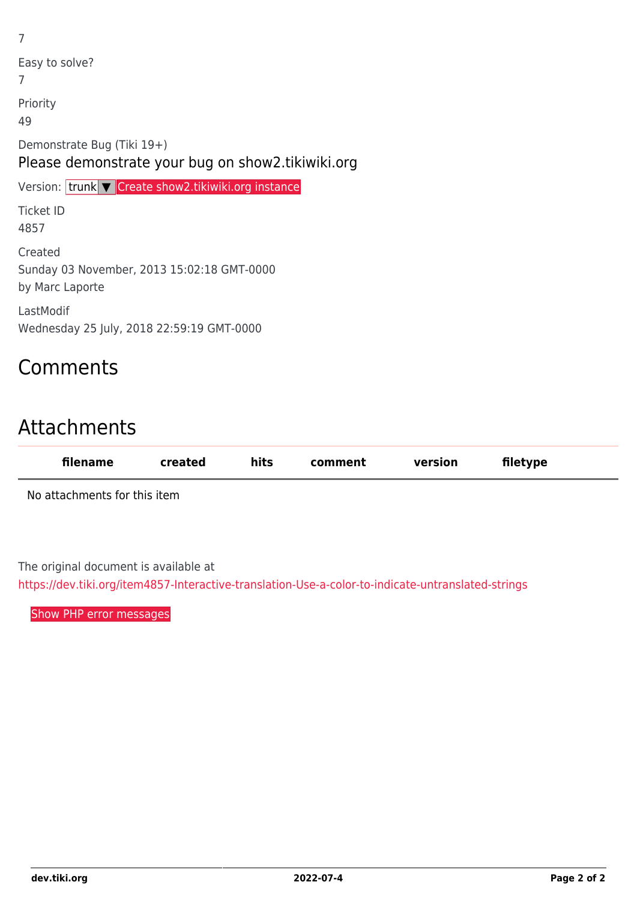7

Easy to solve?

7

Priority

49

Demonstrate Bug (Tiki 19+)

Please demonstrate your bug on show2.tikiwiki.org

Version: trunk ▼ Create show2.tikiwiki.org instance

Ticket ID

4857

Created

Sunday 03 November, 2013 15:02:18 GMT-0000

by Marc Laporte

LastModif

Wednesday 25 July, 2018 22:59:19 GMT-0000

## Comments

## Attachments

| filename | created | hits | comment | version | filetype |
|---|---|---|---|---|---|
| No attachments for this item | | | | | |

The original document is available at

https://dev.tiki.org/item4857-Interactive-translation-Use-a-color-to-indicate-untranslated-strings

Show PHP error messages